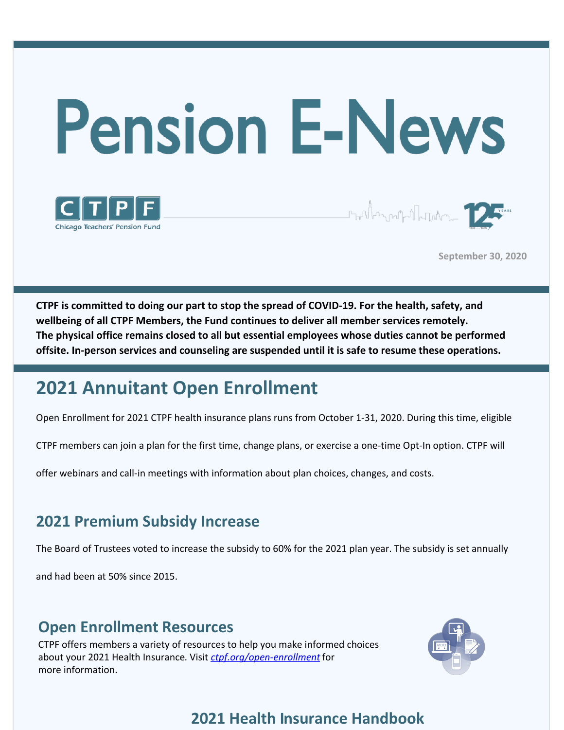# Pension E-News

CTPF

Chicago Teachers' Pension Fund

September 30, 2020

**CTPF is committed to doing our part to stop the spread of COVID-19. For the health, safety, and wellbeing of all CTPF Members, the Fund continues to deliver all member services remotely. The physical office remains closed to all but essential employees whose duties cannot be performed offsite. In-person services and counseling are suspended until it is safe to resume these operations.**

## 2021 Annuitant Open Enrollment

Open Enrollment for 2021 CTPF health insurance plans runs from October 1-31, 2020. During this time, eligible CTPF members can join a plan for the first time, change plans, or exercise a one-time Opt-In option. CTPF will offer webinars and call-in meetings with information about plan choices, changes, and costs.

### 2021 Premium Subsidy Increase

The Board of Trustees voted to increase the subsidy to 60% for the 2021 plan year. The subsidy is set annually and had been at 50% since 2015.

### Open Enrollment Resources

CTPF offers members a variety of resources to help you make informed choices about your 2021 Health Insurance. Visit *ctpf.org/open-enrollment* for more information.

### 2021 Health Insurance Handbook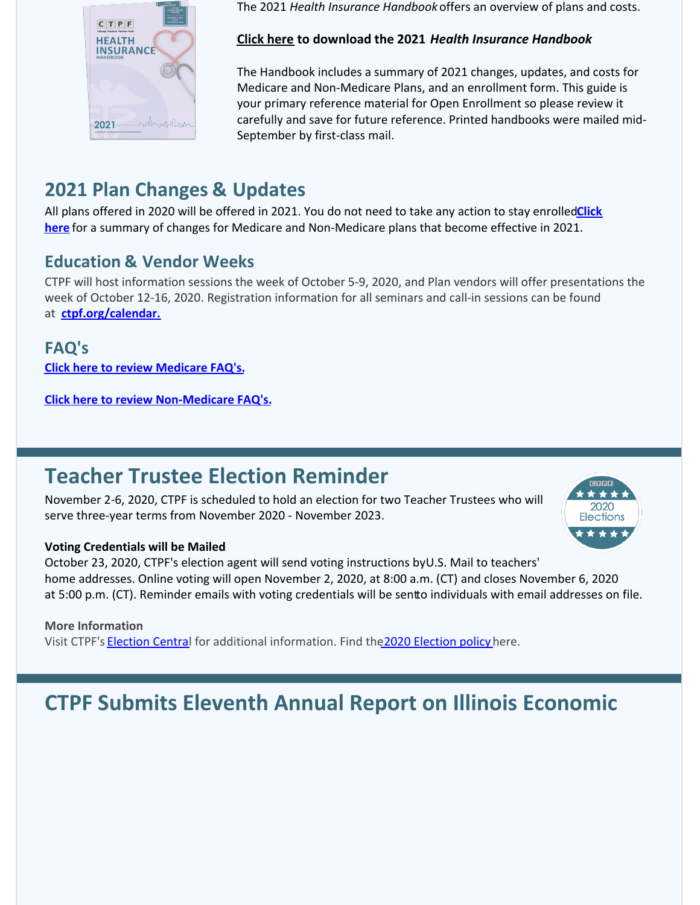The 2021 *Health Insurance Handbook* offers an overview of plans and costs.

**Click here to download the 2021 *Health Insurance Handbook***

The Handbook includes a summary of 2021 changes, updates, and costs for Medicare and Non-Medicare Plans, and an enrollment form. This guide is your primary reference material for Open Enrollment so please review it carefully and save for future reference. Printed handbooks were mailed mid-September by first-class mail.

## 2021 Plan Changes & Updates

All plans offered in 2020 will be offered in 2021. You do not need to take any action to stay enrolled**Click here** for a summary of changes for Medicare and Non-Medicare plans that become effective in 2021.

### Education & Vendor Weeks

CTPF will host information sessions the week of October 5-9, 2020, and Plan vendors will offer presentations the week of October 12-16, 2020. Registration information for all seminars and call-in sessions can be found at **ctpf.org/calendar.**

### FAQ's

**Click here to review Medicare FAQ's.**

**Click here to review Non-Medicare FAQ's.**

## Teacher Trustee Election Reminder

November 2-6, 2020, CTPF is scheduled to hold an election for two Teacher Trustees who will serve three-year terms from November 2020 - November 2023.

**Voting Credentials will be Mailed**

October 23, 2020, CTPF's election agent will send voting instructions byU.S. Mail to teachers' home addresses. Online voting will open November 2, 2020, at 8:00 a.m. (CT) and closes November 6, 2020 at 5:00 p.m. (CT). Reminder emails with voting credentials will be sentto individuals with email addresses on file.

**More Information**

Visit CTPF's Election Central for additional information. Find the2020 Election policy here.

## CTPF Submits Eleventh Annual Report on Illinois Economic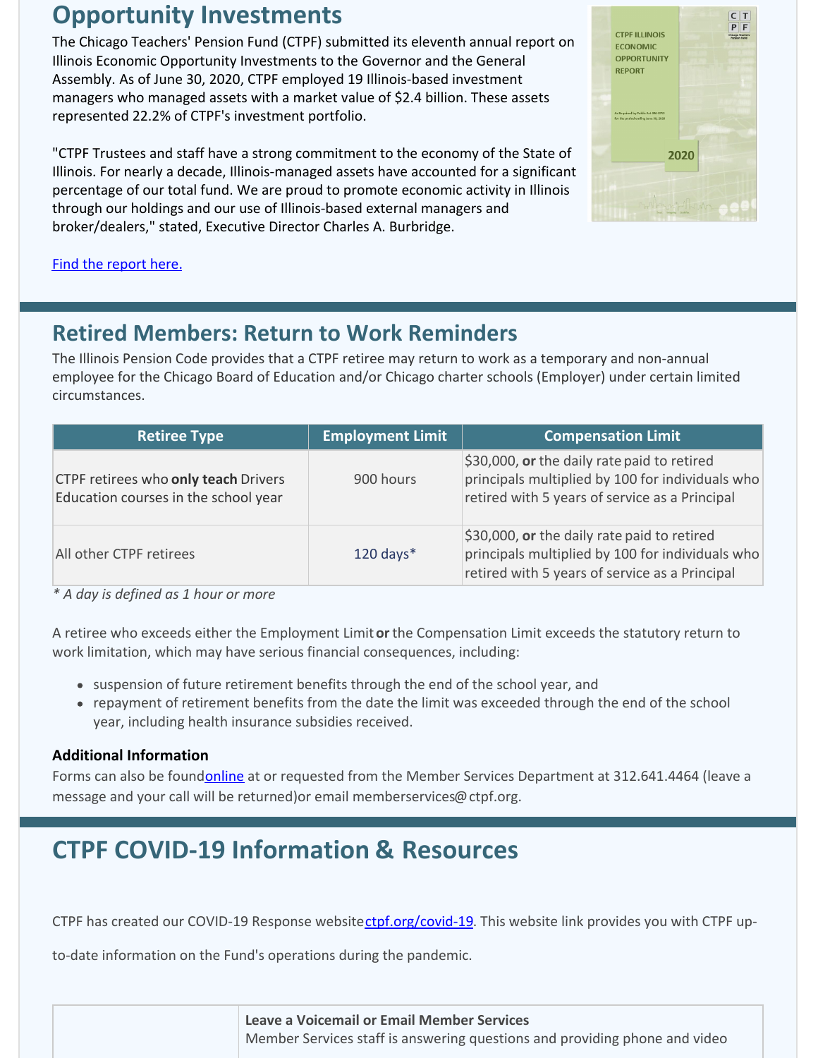## Opportunity Investments

The Chicago Teachers' Pension Fund (CTPF) submitted its eleventh annual report on Illinois Economic Opportunity Investments to the Governor and the General Assembly. As of June 30, 2020, CTPF employed 19 Illinois-based investment managers who managed assets with a market value of $2.4 billion. These assets represented 22.2% of CTPF's investment portfolio.

"CTPF Trustees and staff have a strong commitment to the economy of the State of Illinois. For nearly a decade, Illinois-managed assets have accounted for a significant percentage of our total fund. We are proud to promote economic activity in Illinois through our holdings and our use of Illinois-based external managers and broker/dealers," stated, Executive Director Charles A. Burbridge.

Find the report here.

## Retired Members: Return to Work Reminders

The Illinois Pension Code provides that a CTPF retiree may return to work as a temporary and non-annual employee for the Chicago Board of Education and/or Chicago charter schools (Employer) under certain limited circumstances.

| Retiree Type | Employment Limit | Compensation Limit |
|---|---|---|
| CTPF retirees who **only teach** Drivers Education courses in the school year | 900 hours | $30,000, **or** the daily rate paid to retired principals multiplied by 100 for individuals who retired with 5 years of service as a Principal |
| All other CTPF retirees | 120 days* | $30,000, **or** the daily rate paid to retired principals multiplied by 100 for individuals who retired with 5 years of service as a Principal |

*\* A day is defined as 1 hour or more*

A retiree who exceeds either the Employment Limit **or** the Compensation Limit exceeds the statutory return to work limitation, which may have serious financial consequences, including:

- suspension of future retirement benefits through the end of the school year, and
- repayment of retirement benefits from the date the limit was exceeded through the end of the school year, including health insurance subsidies received.

### Additional Information

Forms can also be found online at or requested from the Member Services Department at 312.641.4464 (leave a message and your call will be returned)or email memberservices@ctpf.org.

## CTPF COVID-19 Information & Resources

CTPF has created our COVID-19 Response website ctpf.org/covid-19. This website link provides you with CTPF up-to-date information on the Fund's operations during the pandemic.

**Leave a Voicemail or Email Member Services**
Member Services staff is answering questions and providing phone and video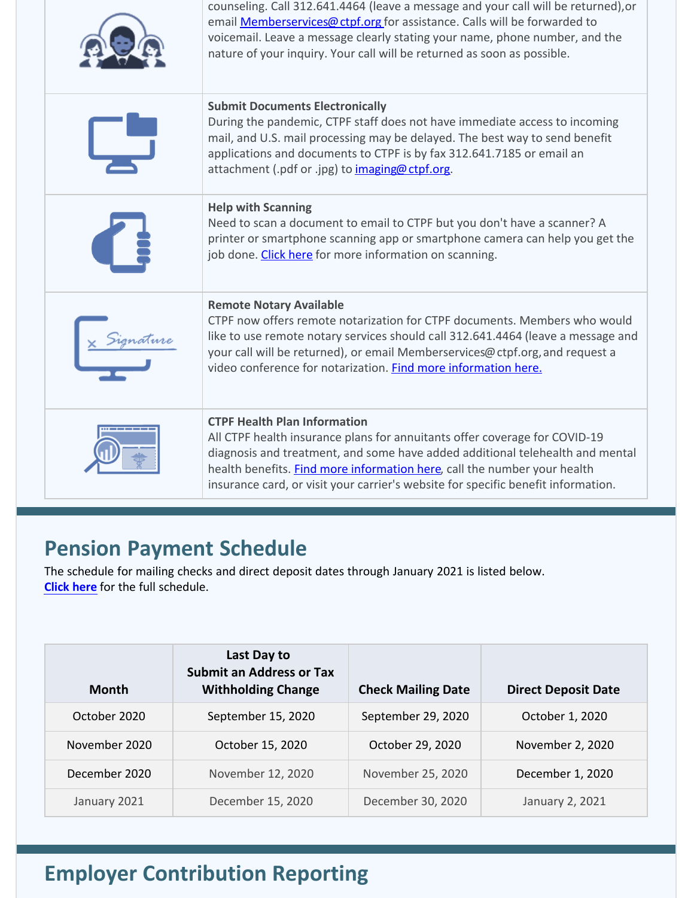counseling. Call 312.641.4464 (leave a message and your call will be returned),or email Memberservices@ctpf.org for assistance. Calls will be forwarded to voicemail. Leave a message clearly stating your name, phone number, and the nature of your inquiry. Your call will be returned as soon as possible.

**Submit Documents Electronically**
During the pandemic, CTPF staff does not have immediate access to incoming mail, and U.S. mail processing may be delayed. The best way to send benefit applications and documents to CTPF is by fax 312.641.7185 or email an attachment (.pdf or .jpg) to imaging@ctpf.org.

**Help with Scanning**
Need to scan a document to email to CTPF but you don't have a scanner? A printer or smartphone scanning app or smartphone camera can help you get the job done. Click here for more information on scanning.

**Remote Notary Available**
CTPF now offers remote notarization for CTPF documents. Members who would like to use remote notary services should call 312.641.4464 (leave a message and your call will be returned), or email Memberservices@ctpf.org, and request a video conference for notarization. Find more information here.

**CTPF Health Plan Information**
All CTPF health insurance plans for annuitants offer coverage for COVID-19 diagnosis and treatment, and some have added additional telehealth and mental health benefits. Find more information here, call the number your health insurance card, or visit your carrier's website for specific benefit information.

## Pension Payment Schedule

The schedule for mailing checks and direct deposit dates through January 2021 is listed below.
**Click here** for the full schedule.

| Month | Last Day to Submit an Address or Tax Withholding Change | Check Mailing Date | Direct Deposit Date |
|---|---|---|---|
| October 2020 | September 15, 2020 | September 29, 2020 | October 1, 2020 |
| November 2020 | October 15, 2020 | October 29, 2020 | November 2, 2020 |
| December 2020 | November 12, 2020 | November 25, 2020 | December 1, 2020 |
| January 2021 | December 15, 2020 | December 30, 2020 | January 2, 2021 |

## Employer Contribution Reporting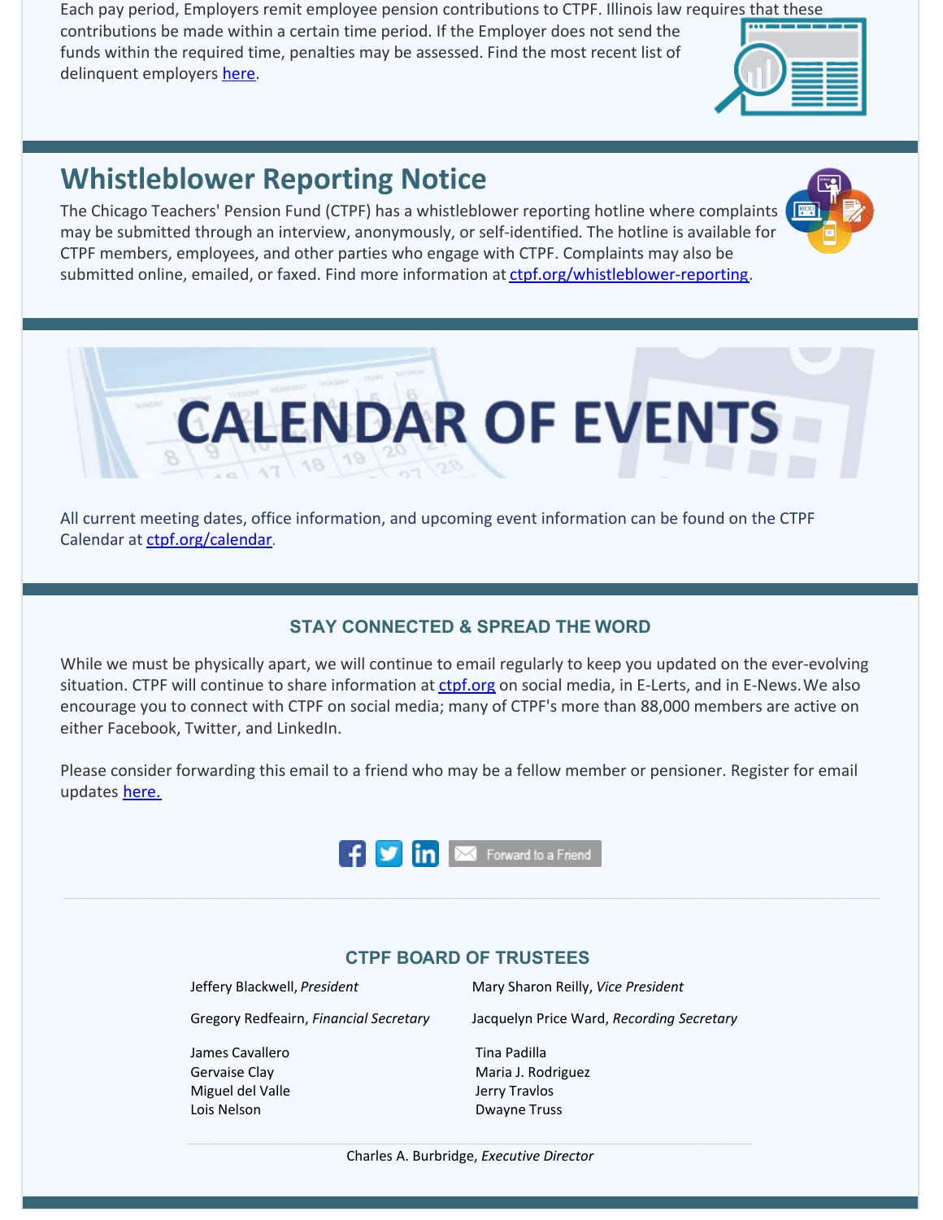Each pay period, Employers remit employee pension contributions to CTPF. Illinois law requires that these contributions be made within a certain time period. If the Employer does not send the funds within the required time, penalties may be assessed. Find the most recent list of delinquent employers here.

## Whistleblower Reporting Notice

The Chicago Teachers' Pension Fund (CTPF) has a whistleblower reporting hotline where complaints may be submitted through an interview, anonymously, or self-identified. The hotline is available for CTPF members, employees, and other parties who engage with CTPF. Complaints may also be submitted online, emailed, or faxed. Find more information at ctpf.org/whistleblower-reporting.

# CALENDAR OF EVENTS

All current meeting dates, office information, and upcoming event information can be found on the CTPF Calendar at ctpf.org/calendar.

### STAY CONNECTED & SPREAD THE WORD

While we must be physically apart, we will continue to email regularly to keep you updated on the ever-evolving situation. CTPF will continue to share information at ctpf.org on social media, in E-Lerts, and in E-News. We also encourage you to connect with CTPF on social media; many of CTPF's more than 88,000 members are active on either Facebook, Twitter, and LinkedIn.

Please consider forwarding this email to a friend who may be a fellow member or pensioner. Register for email updates here.

Forward to a Friend

### CTPF BOARD OF TRUSTEES

Jeffery Blackwell, *President*
Mary Sharon Reilly, *Vice President*
Gregory Redfeairn, *Financial Secretary*
Jacquelyn Price Ward, *Recording Secretary*

James Cavallero
Gervaise Clay
Miguel del Valle
Lois Nelson
Tina Padilla
Maria J. Rodriguez
Jerry Travlos
Dwayne Truss

Charles A. Burbridge, *Executive Director*